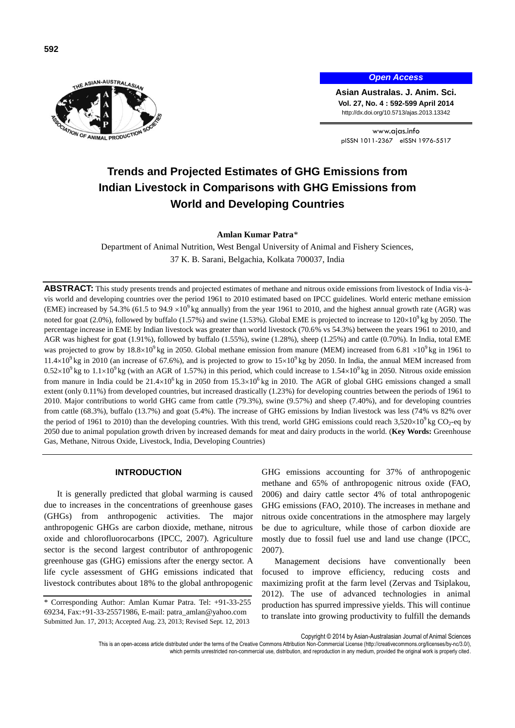# Trends and Projected Estimates of GHG Emissions from Indian Livestock in Comparisons with GHG Emissions from World and Developing Countries

**Amlan Kumar Patra***

Department of Animal Nutrition, West Bengal University of Animal and Fishery Sciences, 37 K. B. Sarani, Belgachia, Kolkata 700037, India

**ABSTRACT:** This study presents trends and projected estimates of methane and nitrous oxide emissions from livestock of India vis-à-vis world and developing countries over the period 1961 to 2010 estimated based on IPCC guidelines. World enteric methane emission (EME) increased by 54.3% (61.5 to 94.9 $\times10^9$ kg annually) from the year 1961 to 2010, and the highest annual growth rate (AGR) was noted for goat (2.0%), followed by buffalo (1.57%) and swine (1.53%). Global EME is projected to increase to $120\times10^9$ kg by 2050. The percentage increase in EME by Indian livestock was greater than world livestock (70.6% vs 54.3%) between the years 1961 to 2010, and AGR was highest for goat (1.91%), followed by buffalo (1.55%), swine (1.28%), sheep (1.25%) and cattle (0.70%). In India, total EME was projected to grow by $18.8\times10^9$ kg in 2050. Global methane emission from manure (MEM) increased from 6.81 $\times10^9$ kg in 1961 to $11.4\times10^9$ kg in 2010 (an increase of 67.6%), and is projected to grow to $15\times10^9$ kg by 2050. In India, the annual MEM increased from $0.52\times10^9$ kg to $1.1\times10^9$ kg (with an AGR of 1.57%) in this period, which could increase to $1.54\times10^9$ kg in 2050. Nitrous oxide emission from manure in India could be $21.4\times10^6$ kg in 2050 from $15.3\times10^6$ kg in 2010. The AGR of global GHG emissions changed a small extent (only 0.11%) from developed countries, but increased drastically (1.23%) for developing countries between the periods of 1961 to 2010. Major contributions to world GHG came from cattle (79.3%), swine (9.57%) and sheep (7.40%), and for developing countries from cattle (68.3%), buffalo (13.7%) and goat (5.4%). The increase of GHG emissions by Indian livestock was less (74% vs 82% over the period of 1961 to 2010) than the developing countries. With this trend, world GHG emissions could reach $3{,}520\times10^9$ kg $CO_2$-eq by 2050 due to animal population growth driven by increased demands for meat and dairy products in the world. (**Key Words:** Greenhouse Gas, Methane, Nitrous Oxide, Livestock, India, Developing Countries)

## INTRODUCTION

It is generally predicted that global warming is caused due to increases in the concentrations of greenhouse gases (GHGs) from anthropogenic activities. The major anthropogenic GHGs are carbon dioxide, methane, nitrous oxide and chlorofluorocarbons (IPCC, 2007). Agriculture sector is the second largest contributor of anthropogenic greenhouse gas (GHG) emissions after the energy sector. A life cycle assessment of GHG emissions indicated that livestock contributes about 18% to the global anthropogenic GHG emissions accounting for 37% of anthropogenic methane and 65% of anthropogenic nitrous oxide (FAO, 2006) and dairy cattle sector 4% of total anthropogenic GHG emissions (FAO, 2010). The increases in methane and nitrous oxide concentrations in the atmosphere may largely be due to agriculture, while those of carbon dioxide are mostly due to fossil fuel use and land use change (IPCC, 2007).

Management decisions have conventionally been focused to improve efficiency, reducing costs and maximizing profit at the farm level (Zervas and Tsiplakou, 2012). The use of advanced technologies in animal production has spurred impressive yields. This will continue to translate into growing productivity to fulfill the demands

\* Corresponding Author: Amlan Kumar Patra. Tel: +91-33-255 69234, Fax:+91-33-25571986, E-mail: patra_amlan@yahoo.com
Submitted Jun. 17, 2013; Accepted Aug. 23, 2013; Revised Sept. 12, 2013

Copyright © 2014 by Asian-Australasian Journal of Animal Sciences
This is an open-access article distributed under the terms of the Creative Commons Attribution Non-Commercial License (http://creativecommons.org/licenses/by-nc/3.0/), which permits unrestricted non-commercial use, distribution, and reproduction in any medium, provided the original work is properly cited.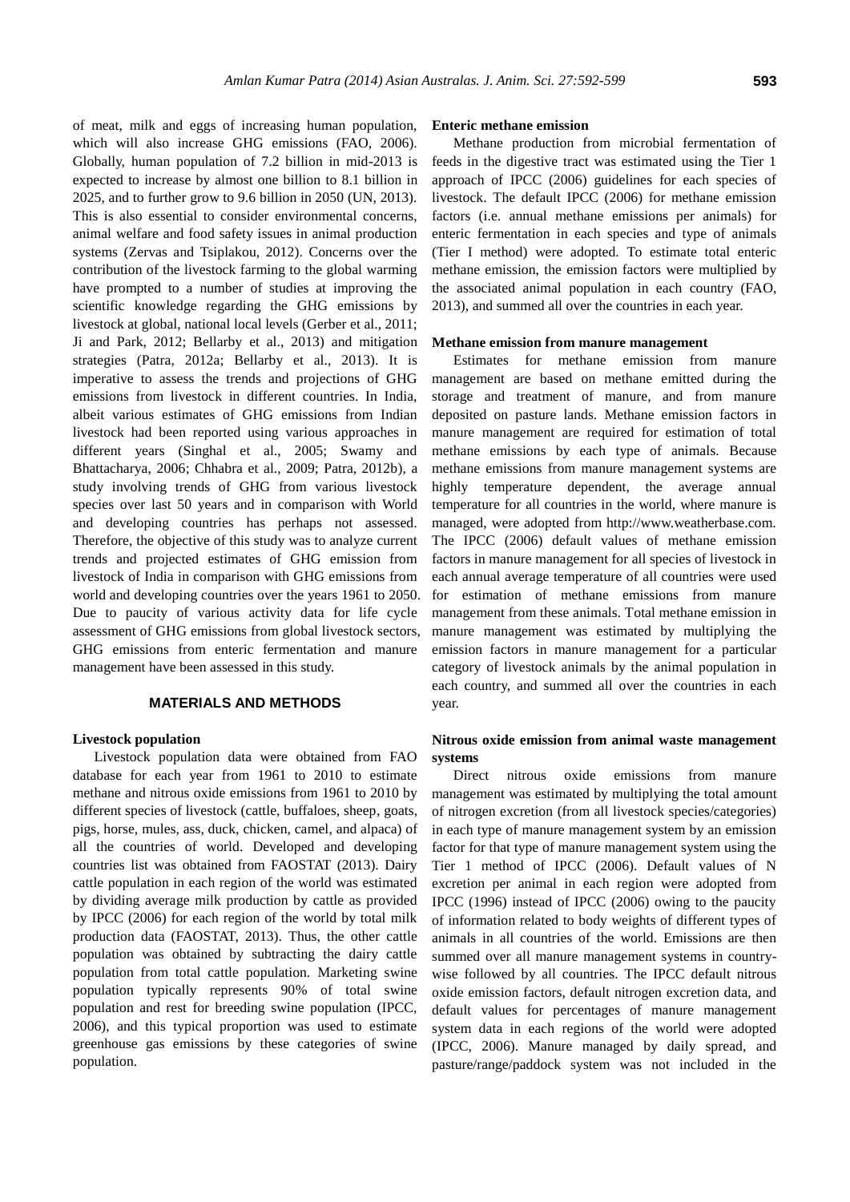of meat, milk and eggs of increasing human population, which will also increase GHG emissions (FAO, 2006). Globally, human population of 7.2 billion in mid-2013 is expected to increase by almost one billion to 8.1 billion in 2025, and to further grow to 9.6 billion in 2050 (UN, 2013). This is also essential to consider environmental concerns, animal welfare and food safety issues in animal production systems (Zervas and Tsiplakou, 2012). Concerns over the contribution of the livestock farming to the global warming have prompted to a number of studies at improving the scientific knowledge regarding the GHG emissions by livestock at global, national local levels (Gerber et al., 2011; Ji and Park, 2012; Bellarby et al., 2013) and mitigation strategies (Patra, 2012a; Bellarby et al., 2013). It is imperative to assess the trends and projections of GHG emissions from livestock in different countries. In India, albeit various estimates of GHG emissions from Indian livestock had been reported using various approaches in different years (Singhal et al., 2005; Swamy and Bhattacharya, 2006; Chhabra et al., 2009; Patra, 2012b), a study involving trends of GHG from various livestock species over last 50 years and in comparison with World and developing countries has perhaps not assessed. Therefore, the objective of this study was to analyze current trends and projected estimates of GHG emission from livestock of India in comparison with GHG emissions from world and developing countries over the years 1961 to 2050. Due to paucity of various activity data for life cycle assessment of GHG emissions from global livestock sectors, GHG emissions from enteric fermentation and manure management have been assessed in this study.

## MATERIALS AND METHODS

### Livestock population

Livestock population data were obtained from FAO database for each year from 1961 to 2010 to estimate methane and nitrous oxide emissions from 1961 to 2010 by different species of livestock (cattle, buffaloes, sheep, goats, pigs, horse, mules, ass, duck, chicken, camel, and alpaca) of all the countries of world. Developed and developing countries list was obtained from FAOSTAT (2013). Dairy cattle population in each region of the world was estimated by dividing average milk production by cattle as provided by IPCC (2006) for each region of the world by total milk production data (FAOSTAT, 2013). Thus, the other cattle population was obtained by subtracting the dairy cattle population from total cattle population. Marketing swine population typically represents 90% of total swine population and rest for breeding swine population (IPCC, 2006), and this typical proportion was used to estimate greenhouse gas emissions by these categories of swine population.

### Enteric methane emission

Methane production from microbial fermentation of feeds in the digestive tract was estimated using the Tier 1 approach of IPCC (2006) guidelines for each species of livestock. The default IPCC (2006) for methane emission factors (i.e. annual methane emissions per animals) for enteric fermentation in each species and type of animals (Tier I method) were adopted. To estimate total enteric methane emission, the emission factors were multiplied by the associated animal population in each country (FAO, 2013), and summed all over the countries in each year.

### Methane emission from manure management

Estimates for methane emission from manure management are based on methane emitted during the storage and treatment of manure, and from manure deposited on pasture lands. Methane emission factors in manure management are required for estimation of total methane emissions by each type of animals. Because methane emissions from manure management systems are highly temperature dependent, the average annual temperature for all countries in the world, where manure is managed, were adopted from http://www.weatherbase.com. The IPCC (2006) default values of methane emission factors in manure management for all species of livestock in each annual average temperature of all countries were used for estimation of methane emissions from manure management from these animals. Total methane emission in manure management was estimated by multiplying the emission factors in manure management for a particular category of livestock animals by the animal population in each country, and summed all over the countries in each year.

### Nitrous oxide emission from animal waste management systems

Direct nitrous oxide emissions from manure management was estimated by multiplying the total amount of nitrogen excretion (from all livestock species/categories) in each type of manure management system by an emission factor for that type of manure management system using the Tier 1 method of IPCC (2006). Default values of N excretion per animal in each region were adopted from IPCC (1996) instead of IPCC (2006) owing to the paucity of information related to body weights of different types of animals in all countries of the world. Emissions are then summed over all manure management systems in country-wise followed by all countries. The IPCC default nitrous oxide emission factors, default nitrogen excretion data, and default values for percentages of manure management system data in each regions of the world were adopted (IPCC, 2006). Manure managed by daily spread, and pasture/range/paddock system was not included in the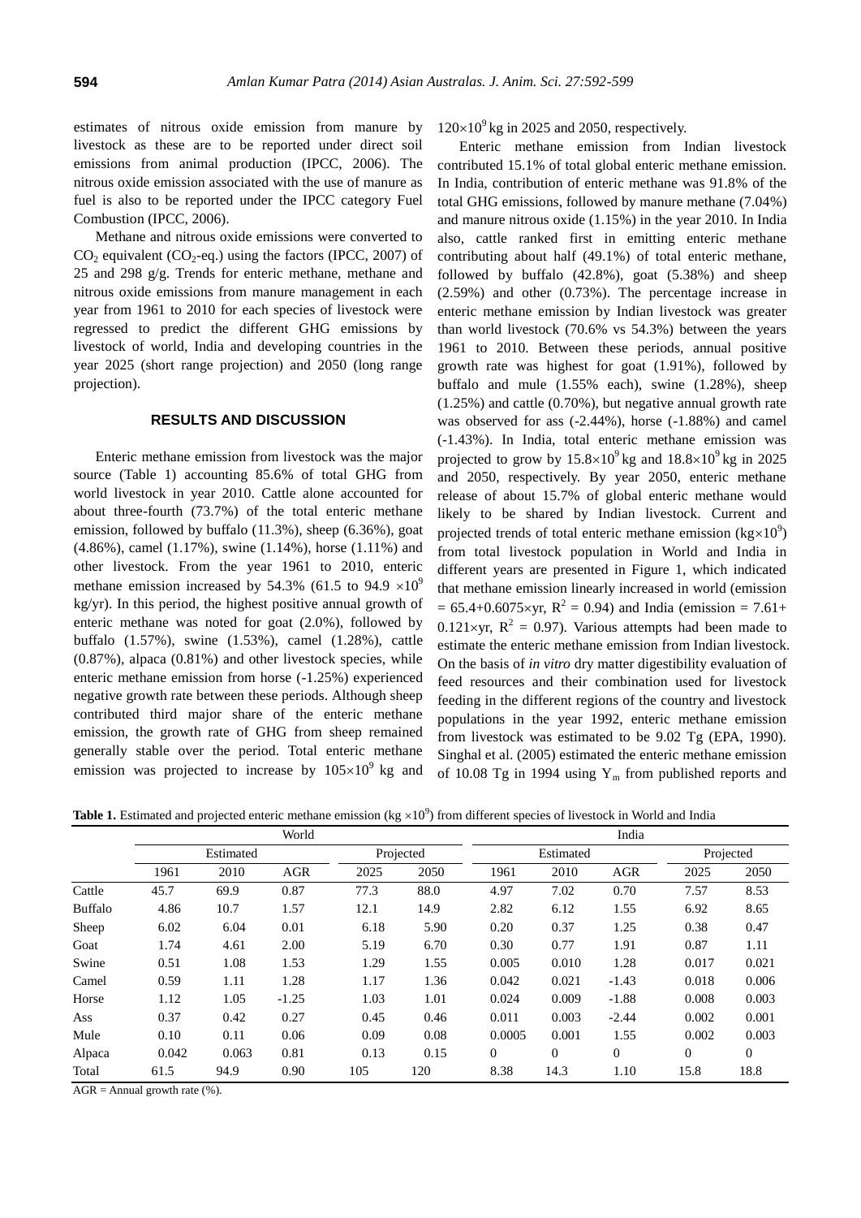estimates of nitrous oxide emission from manure by livestock as these are to be reported under direct soil emissions from animal production (IPCC, 2006). The nitrous oxide emission associated with the use of manure as fuel is also to be reported under the IPCC category Fuel Combustion (IPCC, 2006).

Methane and nitrous oxide emissions were converted to $CO_2$ equivalent ($CO_2$-eq.) using the factors (IPCC, 2007) of 25 and 298 g/g. Trends for enteric methane, methane and nitrous oxide emissions from manure management in each year from 1961 to 2010 for each species of livestock were regressed to predict the different GHG emissions by livestock of world, India and developing countries in the year 2025 (short range projection) and 2050 (long range projection).

## RESULTS AND DISCUSSION

Enteric methane emission from livestock was the major source (Table 1) accounting 85.6% of total GHG from world livestock in year 2010. Cattle alone accounted for about three-fourth (73.7%) of the total enteric methane emission, followed by buffalo (11.3%), sheep (6.36%), goat (4.86%), camel (1.17%), swine (1.14%), horse (1.11%) and other livestock. From the year 1961 to 2010, enteric methane emission increased by 54.3% (61.5 to 94.9 $\times10^9$ kg/yr). In this period, the highest positive annual growth of enteric methane was noted for goat (2.0%), followed by buffalo (1.57%), swine (1.53%), camel (1.28%), cattle (0.87%), alpaca (0.81%) and other livestock species, while enteric methane emission from horse (-1.25%) experienced negative growth rate between these periods. Although sheep contributed third major share of the enteric methane emission, the growth rate of GHG from sheep remained generally stable over the period. Total enteric methane emission was projected to increase by $105\times10^9$ kg and $120\times10^9$ kg in 2025 and 2050, respectively.

Enteric methane emission from Indian livestock contributed 15.1% of total global enteric methane emission. In India, contribution of enteric methane was 91.8% of the total GHG emissions, followed by manure methane (7.04%) and manure nitrous oxide (1.15%) in the year 2010. In India also, cattle ranked first in emitting enteric methane contributing about half (49.1%) of total enteric methane, followed by buffalo (42.8%), goat (5.38%) and sheep (2.59%) and other (0.73%). The percentage increase in enteric methane emission by Indian livestock was greater than world livestock (70.6% vs 54.3%) between the years 1961 to 2010. Between these periods, annual positive growth rate was highest for goat (1.91%), followed by buffalo and mule (1.55% each), swine (1.28%), sheep (1.25%) and cattle (0.70%), but negative annual growth rate was observed for ass (-2.44%), horse (-1.88%) and camel (-1.43%). In India, total enteric methane emission was projected to grow by $15.8\times10^9$ kg and $18.8\times10^9$ kg in 2025 and 2050, respectively. By year 2050, enteric methane release of about 15.7% of global enteric methane would likely to be shared by Indian livestock. Current and projected trends of total enteric methane emission (kg$\times10^9$) from total livestock population in World and India in different years are presented in Figure 1, which indicated that methane emission linearly increased in world (emission = 65.4+0.6075$\times$yr, $R^2$ = 0.94) and India (emission = 7.61+ 0.121$\times$yr, $R^2$ = 0.97). Various attempts had been made to estimate the enteric methane emission from Indian livestock. On the basis of *in vitro* dry matter digestibility evaluation of feed resources and their combination used for livestock feeding in the different regions of the country and livestock populations in the year 1992, enteric methane emission from livestock was estimated to be 9.02 Tg (EPA, 1990). Singhal et al. (2005) estimated the enteric methane emission of 10.08 Tg in 1994 using $Y_m$ from published reports and

**Table 1.** Estimated and projected enteric methane emission (kg $\times10^9$) from different species of livestock in World and India

| | World | | | | | India | | | | |
|---|---|---|---|---|---|---|---|---|---|---|
| | Estimated | | | Projected | | Estimated | | | Projected | |
| | 1961 | 2010 | AGR | 2025 | 2050 | 1961 | 2010 | AGR | 2025 | 2050 |
| Cattle | 45.7 | 69.9 | 0.87 | 77.3 | 88.0 | 4.97 | 7.02 | 0.70 | 7.57 | 8.53 |
| Buffalo | 4.86 | 10.7 | 1.57 | 12.1 | 14.9 | 2.82 | 6.12 | 1.55 | 6.92 | 8.65 |
| Sheep | 6.02 | 6.04 | 0.01 | 6.18 | 5.90 | 0.20 | 0.37 | 1.25 | 0.38 | 0.47 |
| Goat | 1.74 | 4.61 | 2.00 | 5.19 | 6.70 | 0.30 | 0.77 | 1.91 | 0.87 | 1.11 |
| Swine | 0.51 | 1.08 | 1.53 | 1.29 | 1.55 | 0.005 | 0.010 | 1.28 | 0.017 | 0.021 |
| Camel | 0.59 | 1.11 | 1.28 | 1.17 | 1.36 | 0.042 | 0.021 | -1.43 | 0.018 | 0.006 |
| Horse | 1.12 | 1.05 | -1.25 | 1.03 | 1.01 | 0.024 | 0.009 | -1.88 | 0.008 | 0.003 |
| Ass | 0.37 | 0.42 | 0.27 | 0.45 | 0.46 | 0.011 | 0.003 | -2.44 | 0.002 | 0.001 |
| Mule | 0.10 | 0.11 | 0.06 | 0.09 | 0.08 | 0.0005 | 0.001 | 1.55 | 0.002 | 0.003 |
| Alpaca | 0.042 | 0.063 | 0.81 | 0.13 | 0.15 | 0 | 0 | 0 | 0 | 0 |
| Total | 61.5 | 94.9 | 0.90 | 105 | 120 | 8.38 | 14.3 | 1.10 | 15.8 | 18.8 |

AGR = Annual growth rate (%).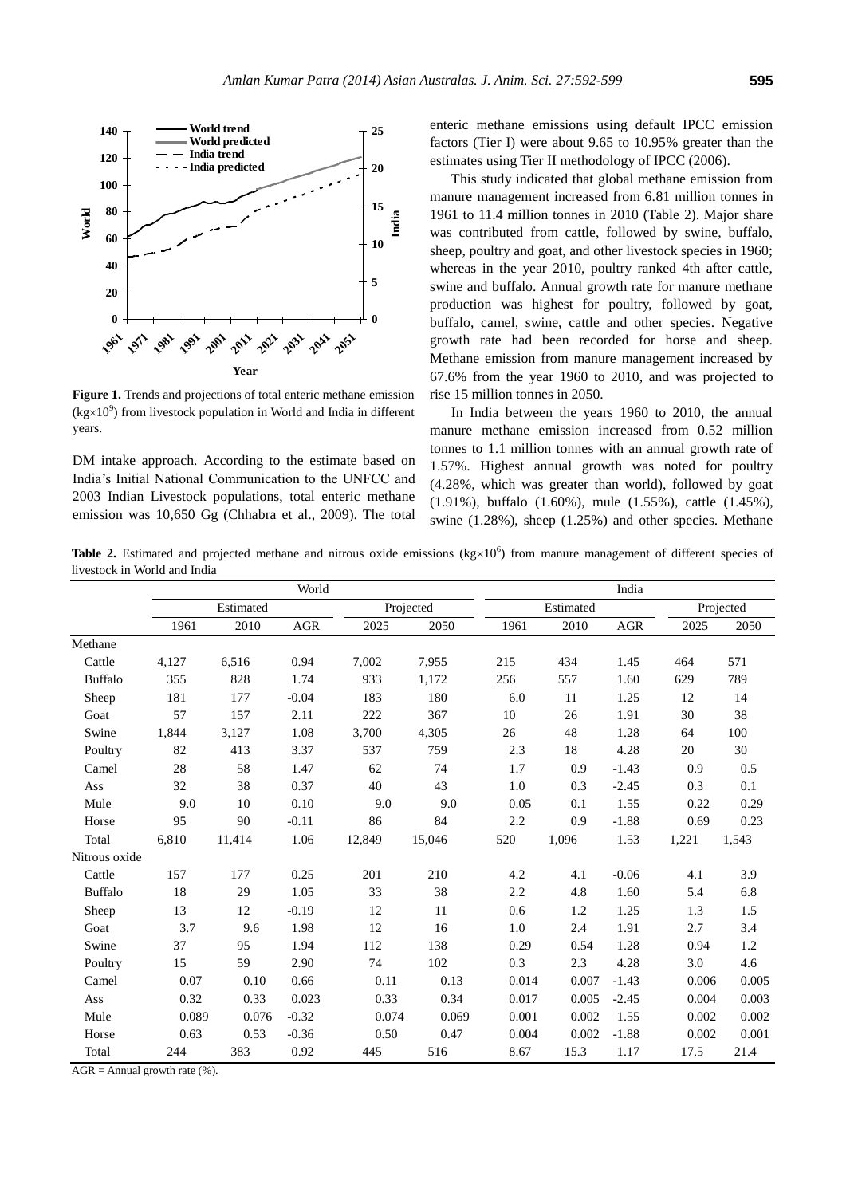140
120
100
80
60
40
20
0
World
25
20
15
10
5
0
India
World trend
World predicted
India trend
India predicted
1961 1971 1981 1991 2001 2011 2021 2031 2041 2051
Year

**Figure 1.** Trends and projections of total enteric methane emission ($kg\times10^9$) from livestock population in World and India in different years.

DM intake approach. According to the estimate based on India's Initial National Communication to the UNFCC and 2003 Indian Livestock populations, total enteric methane emission was 10,650 Gg (Chhabra et al., 2009). The total enteric methane emissions using default IPCC emission factors (Tier I) were about 9.65 to 10.95% greater than the estimates using Tier II methodology of IPCC (2006).

This study indicated that global methane emission from manure management increased from 6.81 million tonnes in 1961 to 11.4 million tonnes in 2010 (Table 2). Major share was contributed from cattle, followed by swine, buffalo, sheep, poultry and goat, and other livestock species in 1960; whereas in the year 2010, poultry ranked 4th after cattle, swine and buffalo. Annual growth rate for manure methane production was highest for poultry, followed by goat, buffalo, camel, swine, cattle and other species. Negative growth rate had been recorded for horse and sheep. Methane emission from manure management increased by 67.6% from the year 1960 to 2010, and was projected to rise 15 million tonnes in 2050.

In India between the years 1960 to 2010, the annual manure methane emission increased from 0.52 million tonnes to 1.1 million tonnes with an annual growth rate of 1.57%. Highest annual growth was noted for poultry (4.28%, which was greater than world), followed by goat (1.91%), buffalo (1.60%), mule (1.55%), cattle (1.45%), swine (1.28%), sheep (1.25%) and other species. Methane

**Table 2.** Estimated and projected methane and nitrous oxide emissions ($kg\times10^6$) from manure management of different species of livestock in World and India

| | World | | | | | India | | | | |
|---|---|---|---|---|---|---|---|---|---|---|
| | Estimated | | | Projected | | Estimated | | | Projected | |
| | 1961 | 2010 | AGR | 2025 | 2050 | 1961 | 2010 | AGR | 2025 | 2050 |
| Methane | | | | | | | | | | |
| Cattle | 4,127 | 6,516 | 0.94 | 7,002 | 7,955 | 215 | 434 | 1.45 | 464 | 571 |
| Buffalo | 355 | 828 | 1.74 | 933 | 1,172 | 256 | 557 | 1.60 | 629 | 789 |
| Sheep | 181 | 177 | -0.04 | 183 | 180 | 6.0 | 11 | 1.25 | 12 | 14 |
| Goat | 57 | 157 | 2.11 | 222 | 367 | 10 | 26 | 1.91 | 30 | 38 |
| Swine | 1,844 | 3,127 | 1.08 | 3,700 | 4,305 | 26 | 48 | 1.28 | 64 | 100 |
| Poultry | 82 | 413 | 3.37 | 537 | 759 | 2.3 | 18 | 4.28 | 20 | 30 |
| Camel | 28 | 58 | 1.47 | 62 | 74 | 1.7 | 0.9 | -1.43 | 0.9 | 0.5 |
| Ass | 32 | 38 | 0.37 | 40 | 43 | 1.0 | 0.3 | -2.45 | 0.3 | 0.1 |
| Mule | 9.0 | 10 | 0.10 | 9.0 | 9.0 | 0.05 | 0.1 | 1.55 | 0.22 | 0.29 |
| Horse | 95 | 90 | -0.11 | 86 | 84 | 2.2 | 0.9 | -1.88 | 0.69 | 0.23 |
| Total | 6,810 | 11,414 | 1.06 | 12,849 | 15,046 | 520 | 1,096 | 1.53 | 1,221 | 1,543 |
| Nitrous oxide | | | | | | | | | | |
| Cattle | 157 | 177 | 0.25 | 201 | 210 | 4.2 | 4.1 | -0.06 | 4.1 | 3.9 |
| Buffalo | 18 | 29 | 1.05 | 33 | 38 | 2.2 | 4.8 | 1.60 | 5.4 | 6.8 |
| Sheep | 13 | 12 | -0.19 | 12 | 11 | 0.6 | 1.2 | 1.25 | 1.3 | 1.5 |
| Goat | 3.7 | 9.6 | 1.98 | 12 | 16 | 1.0 | 2.4 | 1.91 | 2.7 | 3.4 |
| Swine | 37 | 95 | 1.94 | 112 | 138 | 0.29 | 0.54 | 1.28 | 0.94 | 1.2 |
| Poultry | 15 | 59 | 2.90 | 74 | 102 | 0.3 | 2.3 | 4.28 | 3.0 | 4.6 |
| Camel | 0.07 | 0.10 | 0.66 | 0.11 | 0.13 | 0.014 | 0.007 | -1.43 | 0.006 | 0.005 |
| Ass | 0.32 | 0.33 | 0.023 | 0.33 | 0.34 | 0.017 | 0.005 | -2.45 | 0.004 | 0.003 |
| Mule | 0.089 | 0.076 | -0.32 | 0.074 | 0.069 | 0.001 | 0.002 | 1.55 | 0.002 | 0.002 |
| Horse | 0.63 | 0.53 | -0.36 | 0.50 | 0.47 | 0.004 | 0.002 | -1.88 | 0.002 | 0.001 |
| Total | 244 | 383 | 0.92 | 445 | 516 | 8.67 | 15.3 | 1.17 | 17.5 | 21.4 |

AGR = Annual growth rate (%).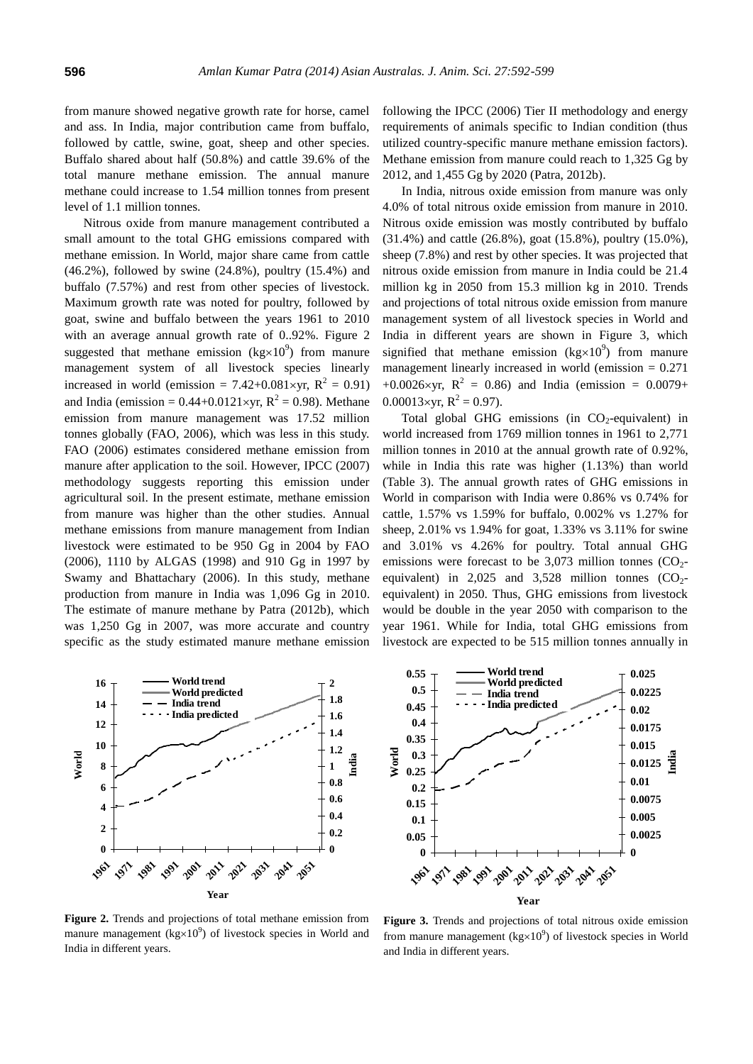from manure showed negative growth rate for horse, camel and ass. In India, major contribution came from buffalo, followed by cattle, swine, goat, sheep and other species. Buffalo shared about half (50.8%) and cattle 39.6% of the total manure methane emission. The annual manure methane could increase to 1.54 million tonnes from present level of 1.1 million tonnes.

Nitrous oxide from manure management contributed a small amount to the total GHG emissions compared with methane emission. In World, major share came from cattle (46.2%), followed by swine (24.8%), poultry (15.4%) and buffalo (7.57%) and rest from other species of livestock. Maximum growth rate was noted for poultry, followed by goat, swine and buffalo between the years 1961 to 2010 with an average annual growth rate of 0..92%. Figure 2 suggested that methane emission (kg$\times 10^9$) from manure management system of all livestock species linearly increased in world (emission = 7.42+0.081$\times$yr, $R^2$ = 0.91) and India (emission = 0.44+0.0121$\times$yr, $R^2$ = 0.98). Methane emission from manure management was 17.52 million tonnes globally (FAO, 2006), which was less in this study. FAO (2006) estimates considered methane emission from manure after application to the soil. However, IPCC (2007) methodology suggests reporting this emission under agricultural soil. In the present estimate, methane emission from manure was higher than the other studies. Annual methane emissions from manure management from Indian livestock were estimated to be 950 Gg in 2004 by FAO (2006), 1110 by ALGAS (1998) and 910 Gg in 1997 by Swamy and Bhattachary (2006). In this study, methane production from manure in India was 1,096 Gg in 2010. The estimate of manure methane by Patra (2012b), which was 1,250 Gg in 2007, was more accurate and country specific as the study estimated manure methane emission following the IPCC (2006) Tier II methodology and energy requirements of animals specific to Indian condition (thus utilized country-specific manure methane emission factors). Methane emission from manure could reach to 1,325 Gg by 2012, and 1,455 Gg by 2020 (Patra, 2012b).

In India, nitrous oxide emission from manure was only 4.0% of total nitrous oxide emission from manure in 2010. Nitrous oxide emission was mostly contributed by buffalo (31.4%) and cattle (26.8%), goat (15.8%), poultry (15.0%), sheep (7.8%) and rest by other species. It was projected that nitrous oxide emission from manure in India could be 21.4 million kg in 2050 from 15.3 million kg in 2010. Trends and projections of total nitrous oxide emission from manure management system of all livestock species in World and India in different years are shown in Figure 3, which signified that methane emission (kg$\times 10^9$) from manure management linearly increased in world (emission = 0.271 +0.0026$\times$yr, $R^2$ = 0.86) and India (emission = 0.0079+ 0.00013$\times$yr, $R^2$ = 0.97).

Total global GHG emissions (in $CO_2$-equivalent) in world increased from 1769 million tonnes in 1961 to 2,771 million tonnes in 2010 at the annual growth rate of 0.92%, while in India this rate was higher (1.13%) than world (Table 3). The annual growth rates of GHG emissions in World in comparison with India were 0.86% vs 0.74% for cattle, 1.57% vs 1.59% for buffalo, 0.002% vs 1.27% for sheep, 2.01% vs 1.94% for goat, 1.33% vs 3.11% for swine and 3.01% vs 4.26% for poultry. Total annual GHG emissions were forecast to be 3,073 million tonnes ($CO_2$-equivalent) in 2,025 and 3,528 million tonnes ($CO_2$-equivalent) in 2050. Thus, GHG emissions from livestock would be double in the year 2050 with comparison to the year 1961. While for India, total GHG emissions from livestock are expected to be 515 million tonnes annually in

World trend
World predicted
India trend
India predicted
World
India
Year

**Figure 2.** Trends and projections of total methane emission from manure management (kg$\times 10^9$) of livestock species in World and India in different years.

World trend
World predicted
India trend
India predicted
World
India
Year

**Figure 3.** Trends and projections of total nitrous oxide emission from manure management (kg$\times 10^9$) of livestock species in World and India in different years.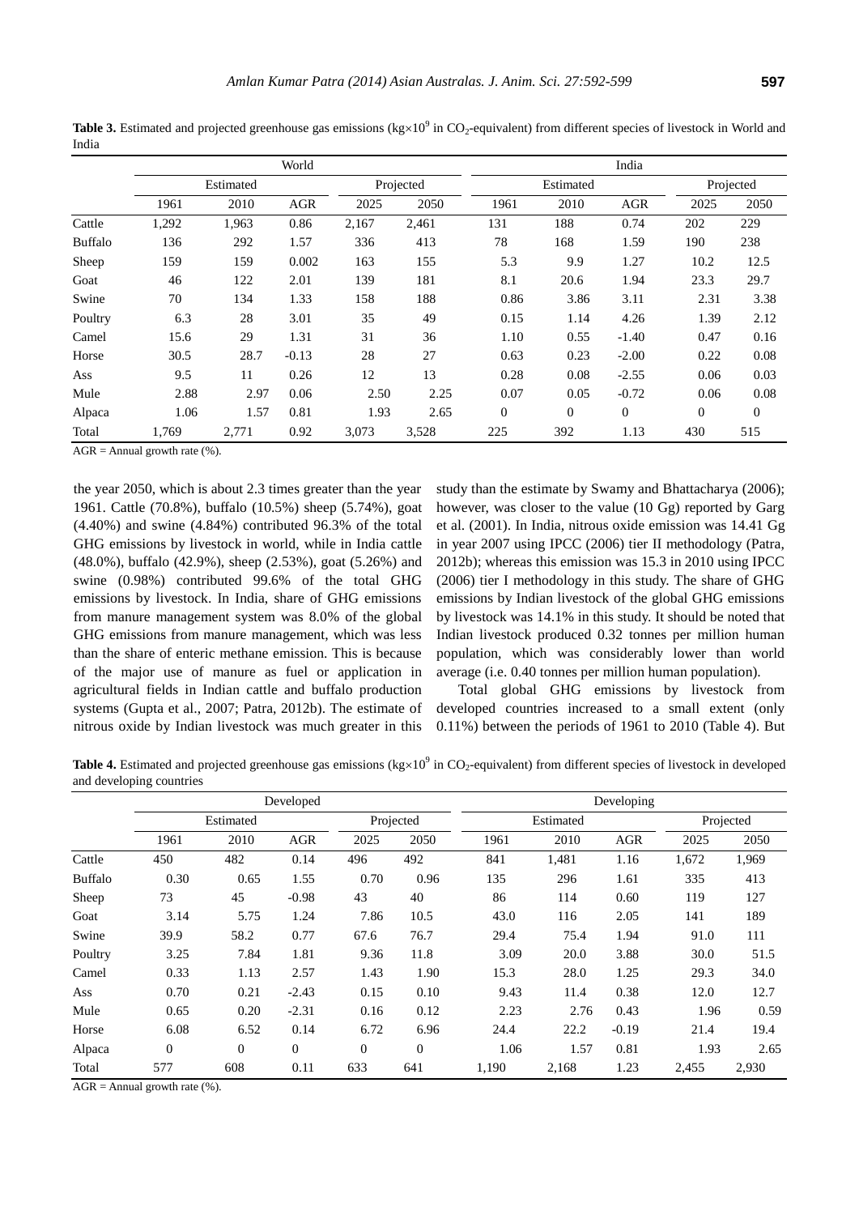**Table 3.** Estimated and projected greenhouse gas emissions (kg×$10^9$ in $CO_2$-equivalent) from different species of livestock in World and India

| | World | | | | | India | | | | |
|---|---|---|---|---|---|---|---|---|---|---|
| | Estimated | | | Projected | | Estimated | | | Projected | |
| | 1961 | 2010 | AGR | 2025 | 2050 | 1961 | 2010 | AGR | 2025 | 2050 |
| Cattle | 1,292 | 1,963 | 0.86 | 2,167 | 2,461 | 131 | 188 | 0.74 | 202 | 229 |
| Buffalo | 136 | 292 | 1.57 | 336 | 413 | 78 | 168 | 1.59 | 190 | 238 |
| Sheep | 159 | 159 | 0.002 | 163 | 155 | 5.3 | 9.9 | 1.27 | 10.2 | 12.5 |
| Goat | 46 | 122 | 2.01 | 139 | 181 | 8.1 | 20.6 | 1.94 | 23.3 | 29.7 |
| Swine | 70 | 134 | 1.33 | 158 | 188 | 0.86 | 3.86 | 3.11 | 2.31 | 3.38 |
| Poultry | 6.3 | 28 | 3.01 | 35 | 49 | 0.15 | 1.14 | 4.26 | 1.39 | 2.12 |
| Camel | 15.6 | 29 | 1.31 | 31 | 36 | 1.10 | 0.55 | -1.40 | 0.47 | 0.16 |
| Horse | 30.5 | 28.7 | -0.13 | 28 | 27 | 0.63 | 0.23 | -2.00 | 0.22 | 0.08 |
| Ass | 9.5 | 11 | 0.26 | 12 | 13 | 0.28 | 0.08 | -2.55 | 0.06 | 0.03 |
| Mule | 2.88 | 2.97 | 0.06 | 2.50 | 2.25 | 0.07 | 0.05 | -0.72 | 0.06 | 0.08 |
| Alpaca | 1.06 | 1.57 | 0.81 | 1.93 | 2.65 | 0 | 0 | 0 | 0 | 0 |
| Total | 1,769 | 2,771 | 0.92 | 3,073 | 3,528 | 225 | 392 | 1.13 | 430 | 515 |

AGR = Annual growth rate (%).

the year 2050, which is about 2.3 times greater than the year 1961. Cattle (70.8%), buffalo (10.5%) sheep (5.74%), goat (4.40%) and swine (4.84%) contributed 96.3% of the total GHG emissions by livestock in world, while in India cattle (48.0%), buffalo (42.9%), sheep (2.53%), goat (5.26%) and swine (0.98%) contributed 99.6% of the total GHG emissions by livestock. In India, share of GHG emissions from manure management system was 8.0% of the global GHG emissions from manure management, which was less than the share of enteric methane emission. This is because of the major use of manure as fuel or application in agricultural fields in Indian cattle and buffalo production systems (Gupta et al., 2007; Patra, 2012b). The estimate of nitrous oxide by Indian livestock was much greater in this study than the estimate by Swamy and Bhattacharya (2006); however, was closer to the value (10 Gg) reported by Garg et al. (2001). In India, nitrous oxide emission was 14.41 Gg in year 2007 using IPCC (2006) tier II methodology (Patra, 2012b); whereas this emission was 15.3 in 2010 using IPCC (2006) tier I methodology in this study. The share of GHG emissions by Indian livestock of the global GHG emissions by livestock was 14.1% in this study. It should be noted that Indian livestock produced 0.32 tonnes per million human population, which was considerably lower than world average (i.e. 0.40 tonnes per million human population).

Total global GHG emissions by livestock from developed countries increased to a small extent (only 0.11%) between the periods of 1961 to 2010 (Table 4). But

**Table 4.** Estimated and projected greenhouse gas emissions (kg×$10^9$ in $CO_2$-equivalent) from different species of livestock in developed and developing countries

| | Developed | | | | | Developing | | | | |
|---|---|---|---|---|---|---|---|---|---|---|
| | Estimated | | | Projected | | Estimated | | | Projected | |
| | 1961 | 2010 | AGR | 2025 | 2050 | 1961 | 2010 | AGR | 2025 | 2050 |
| Cattle | 450 | 482 | 0.14 | 496 | 492 | 841 | 1,481 | 1.16 | 1,672 | 1,969 |
| Buffalo | 0.30 | 0.65 | 1.55 | 0.70 | 0.96 | 135 | 296 | 1.61 | 335 | 413 |
| Sheep | 73 | 45 | -0.98 | 43 | 40 | 86 | 114 | 0.60 | 119 | 127 |
| Goat | 3.14 | 5.75 | 1.24 | 7.86 | 10.5 | 43.0 | 116 | 2.05 | 141 | 189 |
| Swine | 39.9 | 58.2 | 0.77 | 67.6 | 76.7 | 29.4 | 75.4 | 1.94 | 91.0 | 111 |
| Poultry | 3.25 | 7.84 | 1.81 | 9.36 | 11.8 | 3.09 | 20.0 | 3.88 | 30.0 | 51.5 |
| Camel | 0.33 | 1.13 | 2.57 | 1.43 | 1.90 | 15.3 | 28.0 | 1.25 | 29.3 | 34.0 |
| Ass | 0.70 | 0.21 | -2.43 | 0.15 | 0.10 | 9.43 | 11.4 | 0.38 | 12.0 | 12.7 |
| Mule | 0.65 | 0.20 | -2.31 | 0.16 | 0.12 | 2.23 | 2.76 | 0.43 | 1.96 | 0.59 |
| Horse | 6.08 | 6.52 | 0.14 | 6.72 | 6.96 | 24.4 | 22.2 | -0.19 | 21.4 | 19.4 |
| Alpaca | 0 | 0 | 0 | 0 | 0 | 1.06 | 1.57 | 0.81 | 1.93 | 2.65 |
| Total | 577 | 608 | 0.11 | 633 | 641 | 1,190 | 2,168 | 1.23 | 2,455 | 2,930 |

AGR = Annual growth rate (%).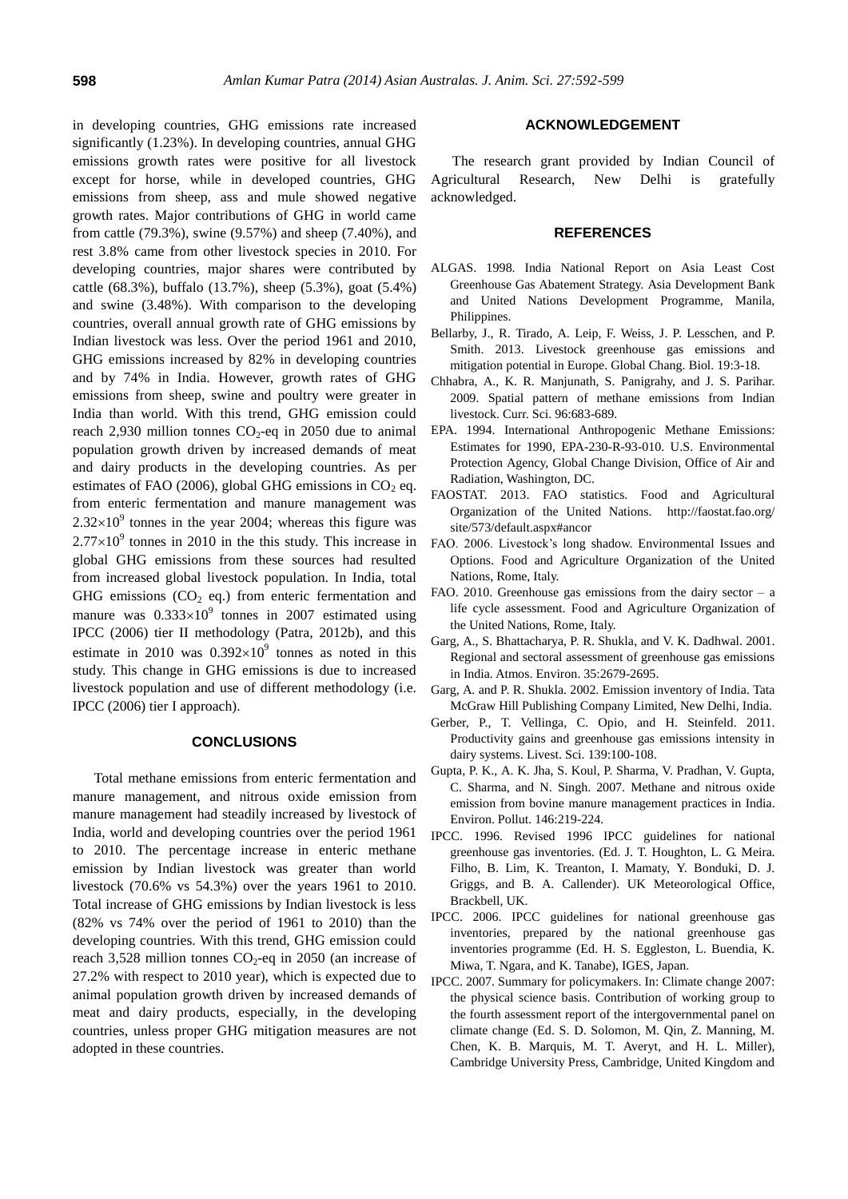in developing countries, GHG emissions rate increased significantly (1.23%). In developing countries, annual GHG emissions growth rates were positive for all livestock except for horse, while in developed countries, GHG emissions from sheep, ass and mule showed negative growth rates. Major contributions of GHG in world came from cattle (79.3%), swine (9.57%) and sheep (7.40%), and rest 3.8% came from other livestock species in 2010. For developing countries, major shares were contributed by cattle (68.3%), buffalo (13.7%), sheep (5.3%), goat (5.4%) and swine (3.48%). With comparison to the developing countries, overall annual growth rate of GHG emissions by Indian livestock was less. Over the period 1961 and 2010, GHG emissions increased by 82% in developing countries and by 74% in India. However, growth rates of GHG emissions from sheep, swine and poultry were greater in India than world. With this trend, GHG emission could reach 2,930 million tonnes $CO_2$-eq in 2050 due to animal population growth driven by increased demands of meat and dairy products in the developing countries. As per estimates of FAO (2006), global GHG emissions in $CO_2$ eq. from enteric fermentation and manure management was $2.32\times10^9$ tonnes in the year 2004; whereas this figure was $2.77\times10^9$ tonnes in 2010 in the this study. This increase in global GHG emissions from these sources had resulted from increased global livestock population. In India, total GHG emissions ($CO_2$ eq.) from enteric fermentation and manure was $0.333\times10^9$ tonnes in 2007 estimated using IPCC (2006) tier II methodology (Patra, 2012b), and this estimate in 2010 was $0.392\times10^9$ tonnes as noted in this study. This change in GHG emissions is due to increased livestock population and use of different methodology (i.e. IPCC (2006) tier I approach).

## CONCLUSIONS

Total methane emissions from enteric fermentation and manure management, and nitrous oxide emission from manure management had steadily increased by livestock of India, world and developing countries over the period 1961 to 2010. The percentage increase in enteric methane emission by Indian livestock was greater than world livestock (70.6% vs 54.3%) over the years 1961 to 2010. Total increase of GHG emissions by Indian livestock is less (82% vs 74% over the period of 1961 to 2010) than the developing countries. With this trend, GHG emission could reach 3,528 million tonnes $CO_2$-eq in 2050 (an increase of 27.2% with respect to 2010 year), which is expected due to animal population growth driven by increased demands of meat and dairy products, especially, in the developing countries, unless proper GHG mitigation measures are not adopted in these countries.

## ACKNOWLEDGEMENT

The research grant provided by Indian Council of Agricultural Research, New Delhi is gratefully acknowledged.

## REFERENCES

ALGAS. 1998. India National Report on Asia Least Cost Greenhouse Gas Abatement Strategy. Asia Development Bank and United Nations Development Programme, Manila, Philippines.

Bellarby, J., R. Tirado, A. Leip, F. Weiss, J. P. Lesschen, and P. Smith. 2013. Livestock greenhouse gas emissions and mitigation potential in Europe. Global Chang. Biol. 19:3-18.

Chhabra, A., K. R. Manjunath, S. Panigrahy, and J. S. Parihar. 2009. Spatial pattern of methane emissions from Indian livestock. Curr. Sci. 96:683-689.

EPA. 1994. International Anthropogenic Methane Emissions: Estimates for 1990, EPA-230-R-93-010. U.S. Environmental Protection Agency, Global Change Division, Office of Air and Radiation, Washington, DC.

FAOSTAT. 2013. FAO statistics. Food and Agricultural Organization of the United Nations. http://faostat.fao.org/site/573/default.aspx#ancor

FAO. 2006. Livestock's long shadow. Environmental Issues and Options. Food and Agriculture Organization of the United Nations, Rome, Italy.

FAO. 2010. Greenhouse gas emissions from the dairy sector – a life cycle assessment. Food and Agriculture Organization of the United Nations, Rome, Italy.

Garg, A., S. Bhattacharya, P. R. Shukla, and V. K. Dadhwal. 2001. Regional and sectoral assessment of greenhouse gas emissions in India. Atmos. Environ. 35:2679-2695.

Garg, A. and P. R. Shukla. 2002. Emission inventory of India. Tata McGraw Hill Publishing Company Limited, New Delhi, India.

Gerber, P., T. Vellinga, C. Opio, and H. Steinfeld. 2011. Productivity gains and greenhouse gas emissions intensity in dairy systems. Livest. Sci. 139:100-108.

Gupta, P. K., A. K. Jha, S. Koul, P. Sharma, V. Pradhan, V. Gupta, C. Sharma, and N. Singh. 2007. Methane and nitrous oxide emission from bovine manure management practices in India. Environ. Pollut. 146:219-224.

IPCC. 1996. Revised 1996 IPCC guidelines for national greenhouse gas inventories. (Ed. J. T. Houghton, L. G. Meira. Filho, B. Lim, K. Treanton, I. Mamaty, Y. Bonduki, D. J. Griggs, and B. A. Callender). UK Meteorological Office, Brackbell, UK.

IPCC. 2006. IPCC guidelines for national greenhouse gas inventories, prepared by the national greenhouse gas inventories programme (Ed. H. S. Eggleston, L. Buendia, K. Miwa, T. Ngara, and K. Tanabe), IGES, Japan.

IPCC. 2007. Summary for policymakers. In: Climate change 2007: the physical science basis. Contribution of working group to the fourth assessment report of the intergovernmental panel on climate change (Ed. S. D. Solomon, M. Qin, Z. Manning, M. Chen, K. B. Marquis, M. T. Averyt, and H. L. Miller), Cambridge University Press, Cambridge, United Kingdom and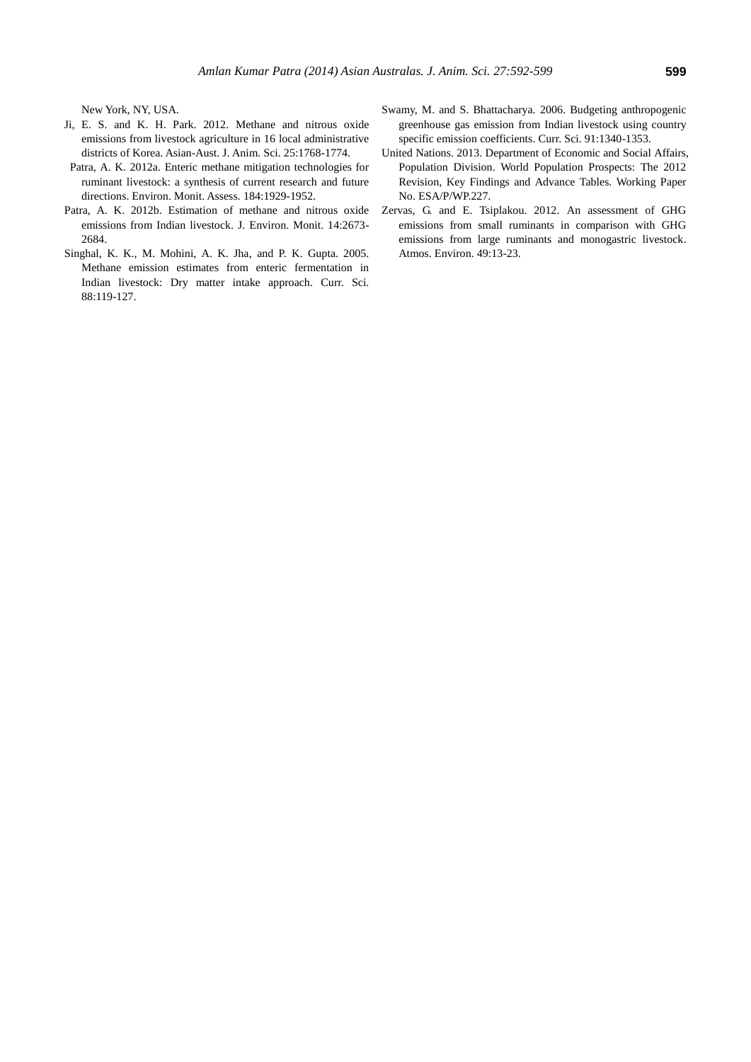New York, NY, USA.

Ji, E. S. and K. H. Park. 2012. Methane and nitrous oxide emissions from livestock agriculture in 16 local administrative districts of Korea. Asian-Aust. J. Anim. Sci. 25:1768-1774.

Patra, A. K. 2012a. Enteric methane mitigation technologies for ruminant livestock: a synthesis of current research and future directions. Environ. Monit. Assess. 184:1929-1952.

Patra, A. K. 2012b. Estimation of methane and nitrous oxide emissions from Indian livestock. J. Environ. Monit. 14:2673-2684.

Singhal, K. K., M. Mohini, A. K. Jha, and P. K. Gupta. 2005. Methane emission estimates from enteric fermentation in Indian livestock: Dry matter intake approach. Curr. Sci. 88:119-127.

Swamy, M. and S. Bhattacharya. 2006. Budgeting anthropogenic greenhouse gas emission from Indian livestock using country specific emission coefficients. Curr. Sci. 91:1340-1353.

United Nations. 2013. Department of Economic and Social Affairs, Population Division. World Population Prospects: The 2012 Revision, Key Findings and Advance Tables. Working Paper No. ESA/P/WP.227.

Zervas, G. and E. Tsiplakou. 2012. An assessment of GHG emissions from small ruminants in comparison with GHG emissions from large ruminants and monogastric livestock. Atmos. Environ. 49:13-23.